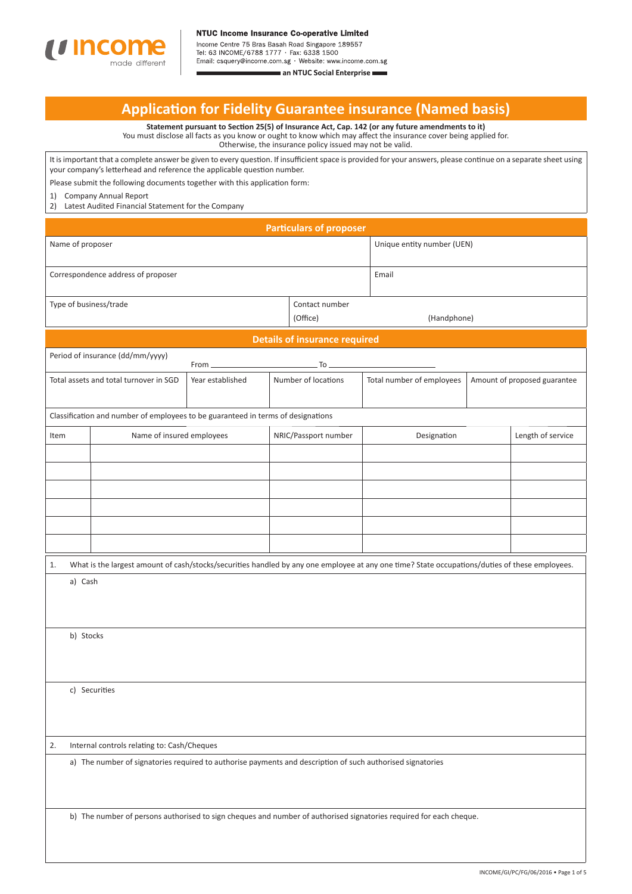**NTUC Income Insurance Co-operative Limited**
Income Centre 75 Bras Basah Road Singapore 189557
Tel: 63 INCOME/6788 1777 · Fax: 6338 1500
Email: csquery@income.com.sg · Website: www.income.com.sg
**an NTUC Social Enterprise**

# Application for Fidelity Guarantee insurance (Named basis)

**Statement pursuant to Section 25(5) of Insurance Act, Cap. 142 (or any future amendments to it)**
You must disclose all facts as you know or ought to know which may affect the insurance cover being applied for. Otherwise, the insurance policy issued may not be valid.

It is important that a complete answer be given to every question. If insufficient space is provided for your answers, please continue on a separate sheet using your company's letterhead and reference the applicable question number.

Please submit the following documents together with this application form:

1) Company Annual Report
2) Latest Audited Financial Statement for the Company

## Particulars of proposer

| Name of proposer | Unique entity number (UEN) |
|---|---|
| Correspondence address of proposer | Email |

| Type of business/trade | Contact number (Office) | (Handphone) |
|---|---|---|

## Details of insurance required

Period of insurance (dd/mm/yyyy) From ____________ To ____________

| Total assets and total turnover in SGD | Year established | Number of locations | Total number of employees | Amount of proposed guarantee |
|---|---|---|---|---|
| | | | | |

Classification and number of employees to be guaranteed in terms of designations

| Item | Name of insured employees | NRIC/Passport number | Designation | Length of service |
|---|---|---|---|---|
| | | | | |
| | | | | |
| | | | | |
| | | | | |
| | | | | |
| | | | | |

1. What is the largest amount of cash/stocks/securities handled by any one employee at any one time? State occupations/duties of these employees.

   a) Cash

   b) Stocks

   c) Securities

2. Internal controls relating to: Cash/Cheques

   a) The number of signatories required to authorise payments and description of such authorised signatories

   b) The number of persons authorised to sign cheques and number of authorised signatories required for each cheque.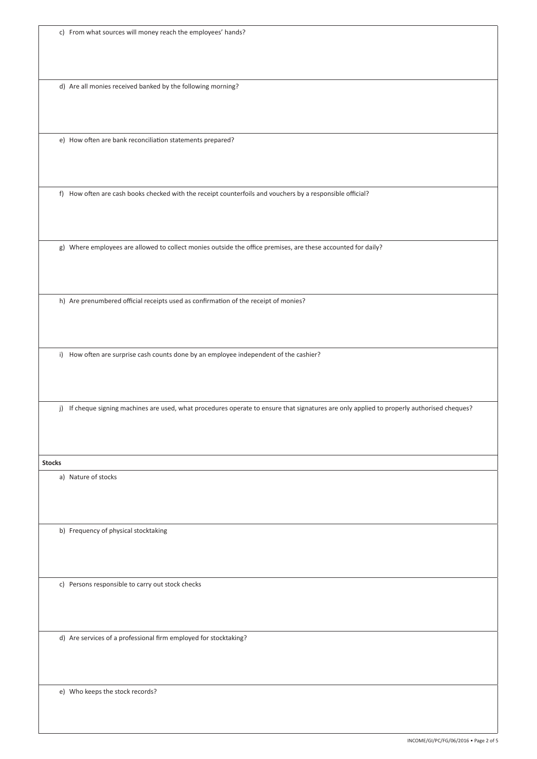c) From what sources will money reach the employees' hands?

d) Are all monies received banked by the following morning?

e) How often are bank reconciliation statements prepared?

f) How often are cash books checked with the receipt counterfoils and vouchers by a responsible official?

g) Where employees are allowed to collect monies outside the office premises, are these accounted for daily?

h) Are prenumbered official receipts used as confirmation of the receipt of monies?

i) How often are surprise cash counts done by an employee independent of the cashier?

j) If cheque signing machines are used, what procedures operate to ensure that signatures are only applied to properly authorised cheques?

**Stocks**

a) Nature of stocks

b) Frequency of physical stocktaking

c) Persons responsible to carry out stock checks

d) Are services of a professional firm employed for stocktaking?

e) Who keeps the stock records?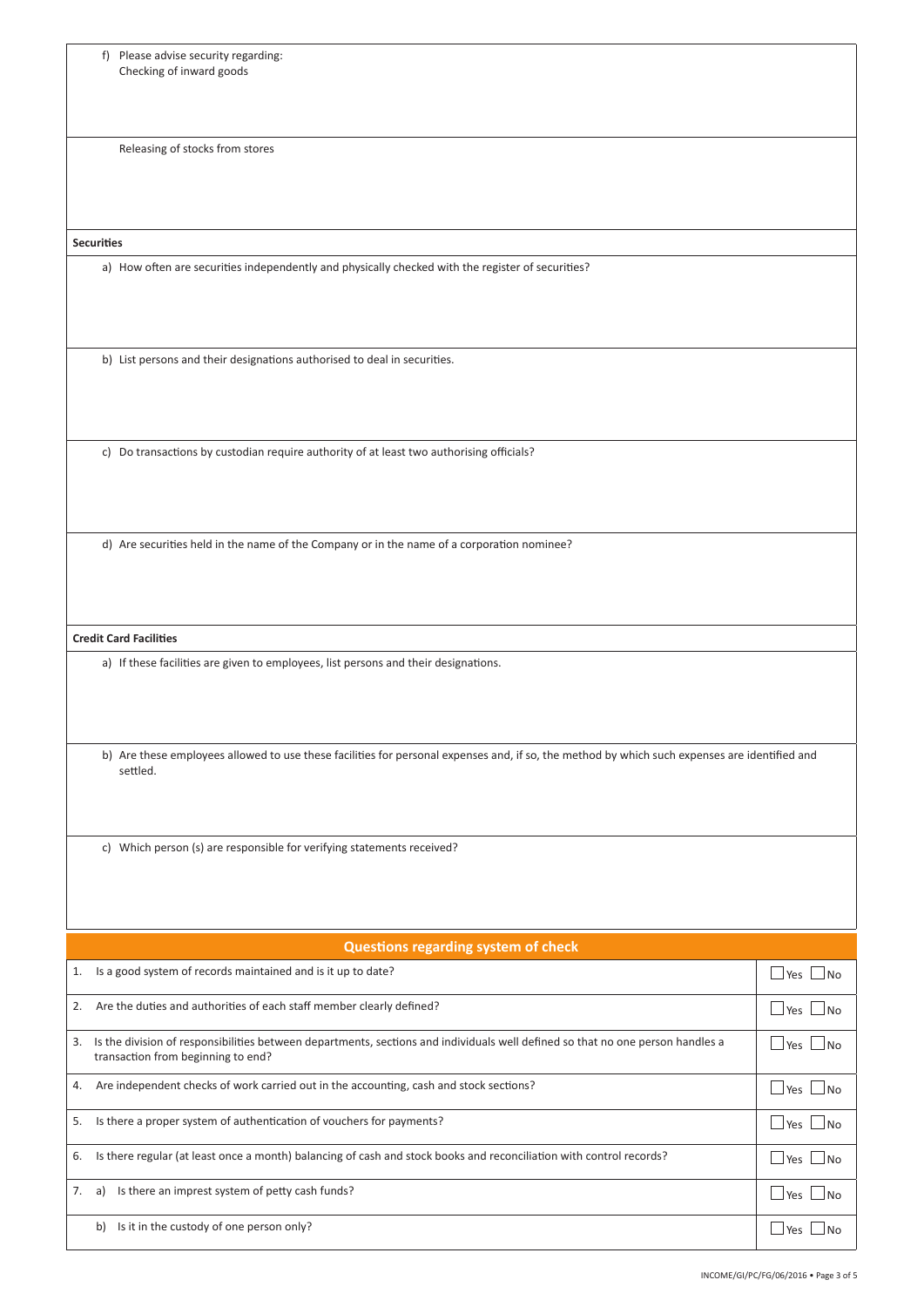f) Please advise security regarding:
Checking of inward goods

Releasing of stocks from stores

**Securities**

a) How often are securities independently and physically checked with the register of securities?

b) List persons and their designations authorised to deal in securities.

c) Do transactions by custodian require authority of at least two authorising officials?

d) Are securities held in the name of the Company or in the name of a corporation nominee?

**Credit Card Facilities**

a) If these facilities are given to employees, list persons and their designations.

b) Are these employees allowed to use these facilities for personal expenses and, if so, the method by which such expenses are identified and settled.

c) Which person (s) are responsible for verifying statements received?

## Questions regarding system of check

| Question | Answer |
|---|---|
| 1. Is a good system of records maintained and is it up to date? | ☐ Yes ☐ No |
| 2. Are the duties and authorities of each staff member clearly defined? | ☐ Yes ☐ No |
| 3. Is the division of responsibilities between departments, sections and individuals well defined so that no one person handles a transaction from beginning to end? | ☐ Yes ☐ No |
| 4. Are independent checks of work carried out in the accounting, cash and stock sections? | ☐ Yes ☐ No |
| 5. Is there a proper system of authentication of vouchers for payments? | ☐ Yes ☐ No |
| 6. Is there regular (at least once a month) balancing of cash and stock books and reconciliation with control records? | ☐ Yes ☐ No |
| 7. a) Is there an imprest system of petty cash funds? | ☐ Yes ☐ No |
| b) Is it in the custody of one person only? | ☐ Yes ☐ No |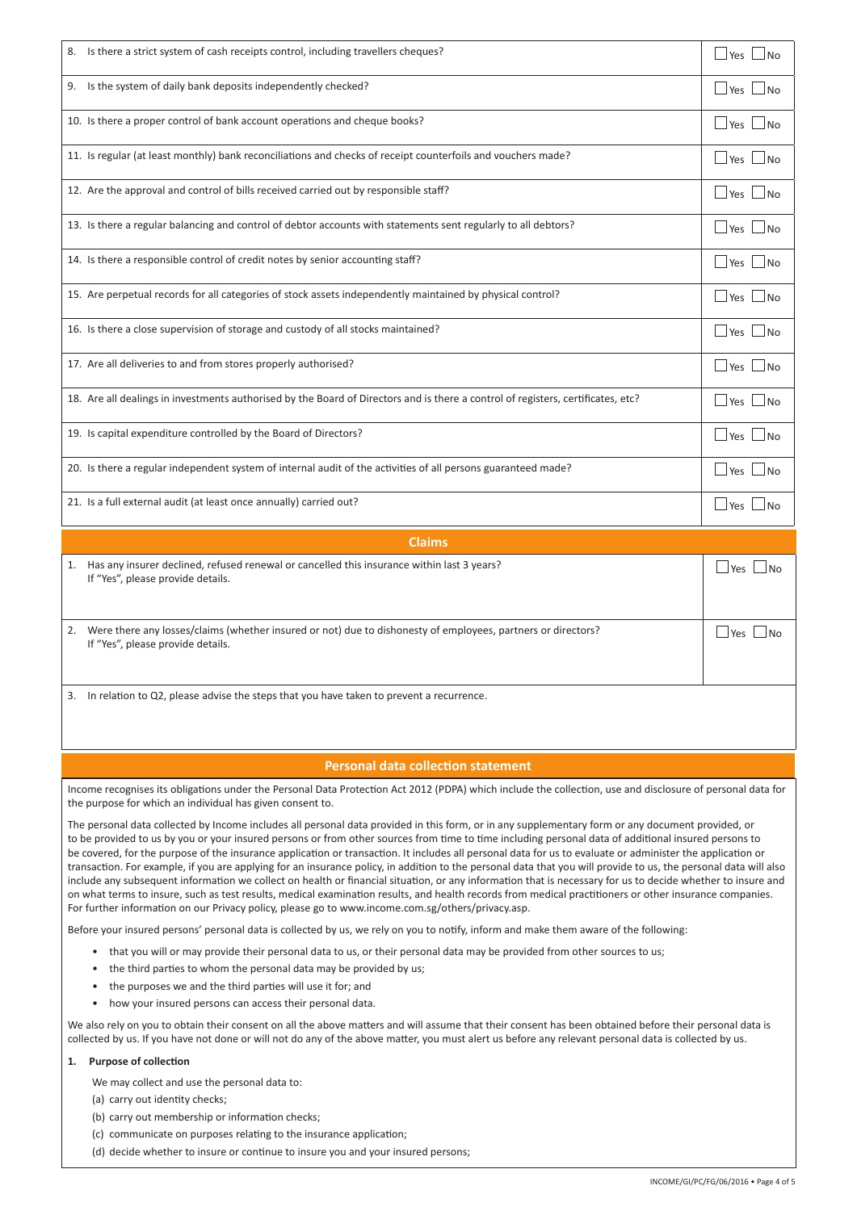| | |
|---|---|
| 8. Is there a strict system of cash receipts control, including travellers cheques? | ☐ Yes ☐ No |
| 9. Is the system of daily bank deposits independently checked? | ☐ Yes ☐ No |
| 10. Is there a proper control of bank account operations and cheque books? | ☐ Yes ☐ No |
| 11. Is regular (at least monthly) bank reconciliations and checks of receipt counterfoils and vouchers made? | ☐ Yes ☐ No |
| 12. Are the approval and control of bills received carried out by responsible staff? | ☐ Yes ☐ No |
| 13. Is there a regular balancing and control of debtor accounts with statements sent regularly to all debtors? | ☐ Yes ☐ No |
| 14. Is there a responsible control of credit notes by senior accounting staff? | ☐ Yes ☐ No |
| 15. Are perpetual records for all categories of stock assets independently maintained by physical control? | ☐ Yes ☐ No |
| 16. Is there a close supervision of storage and custody of all stocks maintained? | ☐ Yes ☐ No |
| 17. Are all deliveries to and from stores properly authorised? | ☐ Yes ☐ No |
| 18. Are all dealings in investments authorised by the Board of Directors and is there a control of registers, certificates, etc? | ☐ Yes ☐ No |
| 19. Is capital expenditure controlled by the Board of Directors? | ☐ Yes ☐ No |
| 20. Is there a regular independent system of internal audit of the activities of all persons guaranteed made? | ☐ Yes ☐ No |
| 21. Is a full external audit (at least once annually) carried out? | ☐ Yes ☐ No |

## Claims

| | |
|---|---|
| 1. Has any insurer declined, refused renewal or cancelled this insurance within last 3 years? If "Yes", please provide details. | ☐ Yes ☐ No |
| 2. Were there any losses/claims (whether insured or not) due to dishonesty of employees, partners or directors? If "Yes", please provide details. | ☐ Yes ☐ No |
| 3. In relation to Q2, please advise the steps that you have taken to prevent a recurrence. | |

## Personal data collection statement

Income recognises its obligations under the Personal Data Protection Act 2012 (PDPA) which include the collection, use and disclosure of personal data for the purpose for which an individual has given consent to.

The personal data collected by Income includes all personal data provided in this form, or in any supplementary form or any document provided, or to be provided to us by you or your insured persons or from other sources from time to time including personal data of additional insured persons to be covered, for the purpose of the insurance application or transaction. It includes all personal data for us to evaluate or administer the application or transaction. For example, if you are applying for an insurance policy, in addition to the personal data that you will provide to us, the personal data will also include any subsequent information we collect on health or financial situation, or any information that is necessary for us to decide whether to insure and on what terms to insure, such as test results, medical examination results, and health records from medical practitioners or other insurance companies. For further information on our Privacy policy, please go to www.income.com.sg/others/privacy.asp.

Before your insured persons' personal data is collected by us, we rely on you to notify, inform and make them aware of the following:

- that you will or may provide their personal data to us, or their personal data may be provided from other sources to us;
- the third parties to whom the personal data may be provided by us;
- the purposes we and the third parties will use it for; and
- how your insured persons can access their personal data.

We also rely on you to obtain their consent on all the above matters and will assume that their consent has been obtained before their personal data is collected by us. If you have not done or will not do any of the above matter, you must alert us before any relevant personal data is collected by us.

**1. Purpose of collection**

We may collect and use the personal data to:

(a) carry out identity checks;

(b) carry out membership or information checks;

(c) communicate on purposes relating to the insurance application;

(d) decide whether to insure or continue to insure you and your insured persons;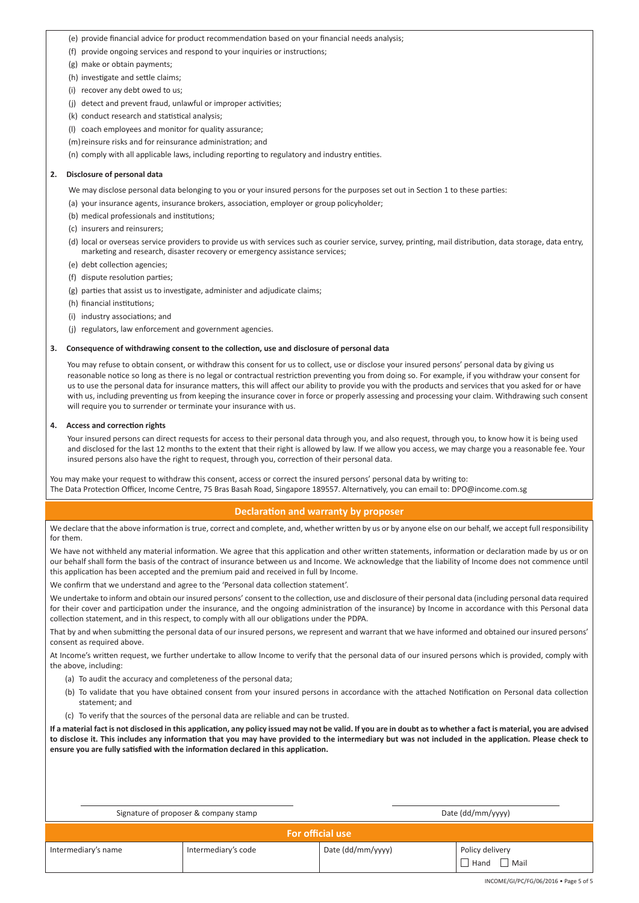(e) provide financial advice for product recommendation based on your financial needs analysis;
(f) provide ongoing services and respond to your inquiries or instructions;
(g) make or obtain payments;
(h) investigate and settle claims;
(i) recover any debt owed to us;
(j) detect and prevent fraud, unlawful or improper activities;
(k) conduct research and statistical analysis;
(l) coach employees and monitor for quality assurance;
(m) reinsure risks and for reinsurance administration; and
(n) comply with all applicable laws, including reporting to regulatory and industry entities.

**2. Disclosure of personal data**

We may disclose personal data belonging to you or your insured persons for the purposes set out in Section 1 to these parties:

(a) your insurance agents, insurance brokers, association, employer or group policyholder;
(b) medical professionals and institutions;
(c) insurers and reinsurers;
(d) local or overseas service providers to provide us with services such as courier service, survey, printing, mail distribution, data storage, data entry, marketing and research, disaster recovery or emergency assistance services;
(e) debt collection agencies;
(f) dispute resolution parties;
(g) parties that assist us to investigate, administer and adjudicate claims;
(h) financial institutions;
(i) industry associations; and
(j) regulators, law enforcement and government agencies.

**3. Consequence of withdrawing consent to the collection, use and disclosure of personal data**

You may refuse to obtain consent, or withdraw this consent for us to collect, use or disclose your insured persons' personal data by giving us reasonable notice so long as there is no legal or contractual restriction preventing you from doing so. For example, if you withdraw your consent for us to use the personal data for insurance matters, this will affect our ability to provide you with the products and services that you asked for or have with us, including preventing us from keeping the insurance cover in force or properly assessing and processing your claim. Withdrawing such consent will require you to surrender or terminate your insurance with us.

**4. Access and correction rights**

Your insured persons can direct requests for access to their personal data through you, and also request, through you, to know how it is being used and disclosed for the last 12 months to the extent that their right is allowed by law. If we allow you access, we may charge you a reasonable fee. Your insured persons also have the right to request, through you, correction of their personal data.

You may make your request to withdraw this consent, access or correct the insured persons' personal data by writing to:
The Data Protection Officer, Income Centre, 75 Bras Basah Road, Singapore 189557. Alternatively, you can email to: DPO@income.com.sg

## Declaration and warranty by proposer

We declare that the above information is true, correct and complete, and, whether written by us or by anyone else on our behalf, we accept full responsibility for them.

We have not withheld any material information. We agree that this application and other written statements, information or declaration made by us or on our behalf shall form the basis of the contract of insurance between us and Income. We acknowledge that the liability of Income does not commence until this application has been accepted and the premium paid and received in full by Income.

We confirm that we understand and agree to the 'Personal data collection statement'.

We undertake to inform and obtain our insured persons' consent to the collection, use and disclosure of their personal data (including personal data required for their cover and participation under the insurance, and the ongoing administration of the insurance) by Income in accordance with this Personal data collection statement, and in this respect, to comply with all our obligations under the PDPA.

That by and when submitting the personal data of our insured persons, we represent and warrant that we have informed and obtained our insured persons' consent as required above.

At Income's written request, we further undertake to allow Income to verify that the personal data of our insured persons which is provided, comply with the above, including:

(a) To audit the accuracy and completeness of the personal data;
(b) To validate that you have obtained consent from your insured persons in accordance with the attached Notification on Personal data collection statement; and
(c) To verify that the sources of the personal data are reliable and can be trusted.

**If a material fact is not disclosed in this application, any policy issued may not be valid. If you are in doubt as to whether a fact is material, you are advised to disclose it. This includes any information that you may have provided to the intermediary but was not included in the application. Please check to ensure you are fully satisfied with the information declared in this application.**

Signature of proposer & company stamp

Date (dd/mm/yyyy)

## For official use

| Intermediary's name | Intermediary's code | Date (dd/mm/yyyy) | Policy delivery |
|---|---|---|---|
| | | | ☐ Hand ☐ Mail |

INCOME/GI/PC/FG/06/2016